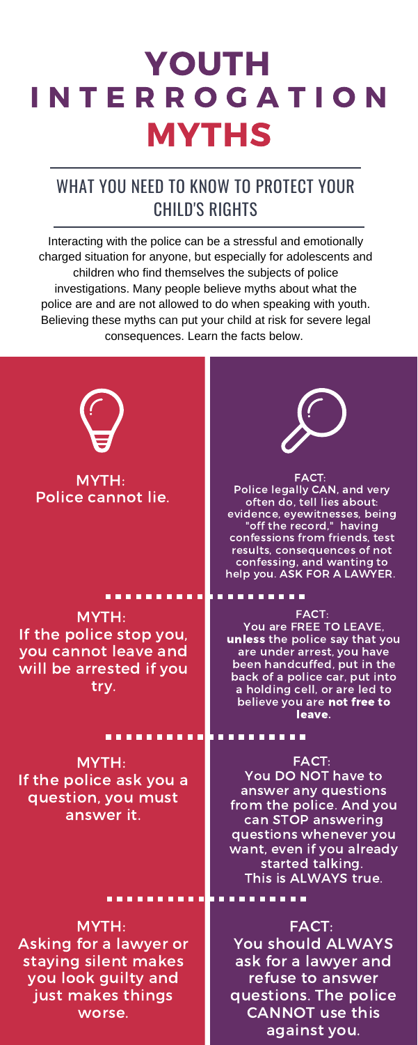# YOUTH INTERROGATION MYTHS

## WHAT YOU NEED TO KNOW TO PROTECT YOUR CHILD'S RIGHTS

Interacting with the police can be a stressful and emotionally charged situation for anyone, but especially for adolescents and children who find themselves the subjects of police investigations. Many people believe myths about what the police are and are not allowed to do when speaking with youth. Believing these myths can put your child at risk for severe legal consequences. Learn the facts below.

**MYTH:** Police cannot lie.

**FACT:** Police legally CAN, and very often do, tell lies about: evidence, eyewitnesses, being "off the record," having confessions from friends, test results, consequences of not confessing, and wanting to help you. ASK FOR A LAWYER.

---

**MYTH:** If the police stop you, you cannot leave and will be arrested if you try.

**FACT:** You are FREE TO LEAVE, **unless** the police say that you are under arrest, you have been handcuffed, put in the back of a police car, put into a holding cell, or are led to believe you are **not free to leave**.

---

**MYTH:** If the police ask you a question, you must answer it.

**FACT:** You DO NOT have to answer any questions from the police. And you can STOP answering questions whenever you want, even if you already started talking. This is ALWAYS true.

---

**MYTH:** Asking for a lawyer or staying silent makes you look guilty and just makes things worse.

**FACT:** You should ALWAYS ask for a lawyer and refuse to answer questions. The police CANNOT use this against you.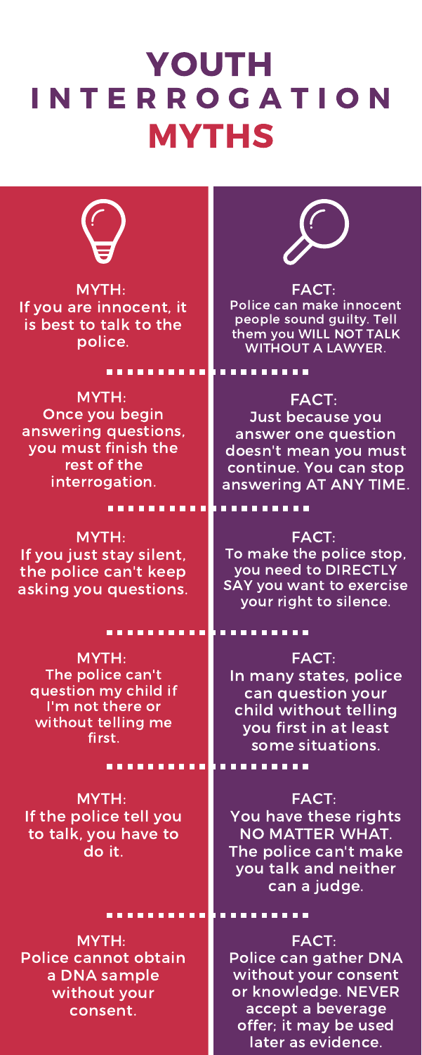# YOUTH INTERROGATION MYTHS

**MYTH:** If you are innocent, it is best to talk to the police.

**FACT:** Police can make innocent people sound guilty. Tell them you WILL NOT TALK WITHOUT A LAWYER.

---

**MYTH:** Once you begin answering questions, you must finish the rest of the interrogation.

**FACT:** Just because you answer one question doesn't mean you must continue. You can stop answering AT ANY TIME.

---

**MYTH:** If you just stay silent, the police can't keep asking you questions.

**FACT:** To make the police stop, you need to DIRECTLY SAY you want to exercise your right to silence.

---

**MYTH:** The police can't question my child if I'm not there or without telling me first.

**FACT:** In many states, police can question your child without telling you first in at least some situations.

---

**MYTH:** If the police tell you to talk, you have to do it.

**FACT:** You have these rights NO MATTER WHAT. The police can't make you talk and neither can a judge.

---

**MYTH:** Police cannot obtain a DNA sample without your consent.

**FACT:** Police can gather DNA without your consent or knowledge. NEVER accept a beverage offer; it may be used later as evidence.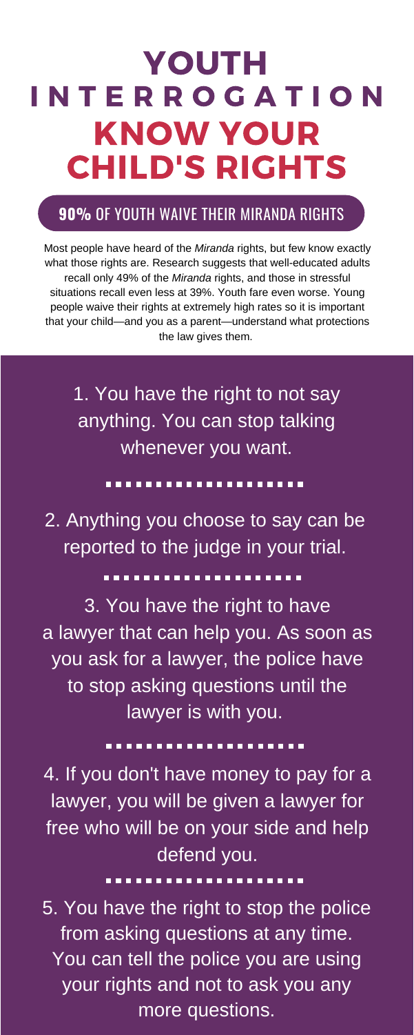# YOUTH INTERROGATION

# KNOW YOUR CHILD'S RIGHTS

## **90%** OF YOUTH WAIVE THEIR MIRANDA RIGHTS

Most people have heard of the *Miranda* rights, but few know exactly what those rights are. Research suggests that well-educated adults recall only 49% of the *Miranda* rights, and those in stressful situations recall even less at 39%. Youth fare even worse. Young people waive their rights at extremely high rates so it is important that your child—and you as a parent—understand what protections the law gives them.

1. You have the right to not say anything. You can stop talking whenever you want.

2. Anything you choose to say can be reported to the judge in your trial.

3. You have the right to have a lawyer that can help you. As soon as you ask for a lawyer, the police have to stop asking questions until the lawyer is with you.

4. If you don't have money to pay for a lawyer, you will be given a lawyer for free who will be on your side and help defend you.

5. You have the right to stop the police from asking questions at any time. You can tell the police you are using your rights and not to ask you any more questions.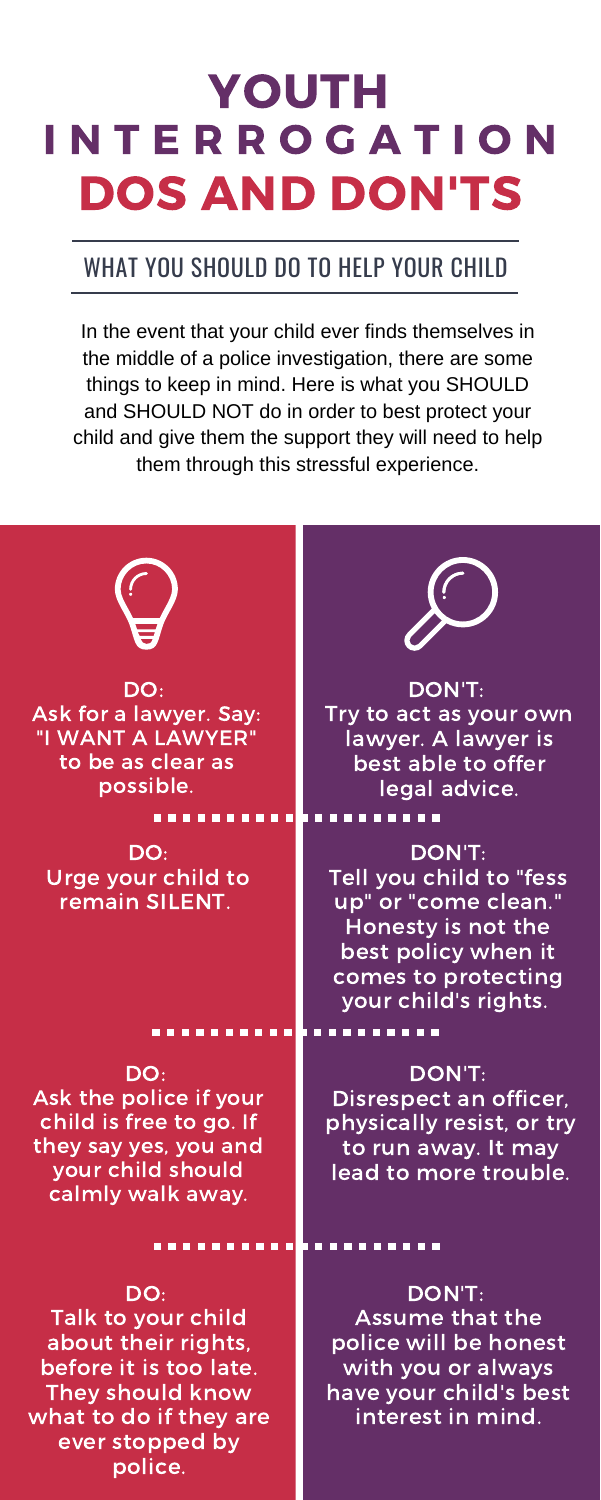# YOUTH INTERROGATION DOS AND DON'TS

## WHAT YOU SHOULD DO TO HELP YOUR CHILD

In the event that your child ever finds themselves in the middle of a police investigation, there are some things to keep in mind. Here is what you SHOULD and SHOULD NOT do in order to best protect your child and give them the support they will need to help them through this stressful experience.

**DO:**
Ask for a lawyer. Say: "I WANT A LAWYER" to be as clear as possible.

**DON'T:**
Try to act as your own lawyer. A lawyer is best able to offer legal advice.

**DO:**
Urge your child to remain SILENT.

**DON'T:**
Tell you child to "fess up" or "come clean." Honesty is not the best policy when it comes to protecting your child's rights.

**DO:**
Ask the police if your child is free to go. If they say yes, you and your child should calmly walk away.

**DON'T:**
Disrespect an officer, physically resist, or try to run away. It may lead to more trouble.

**DO:**
Talk to your child about their rights, before it is too late. They should know what to do if they are ever stopped by police.

**DON'T:**
Assume that the police will be honest with you or always have your child's best interest in mind.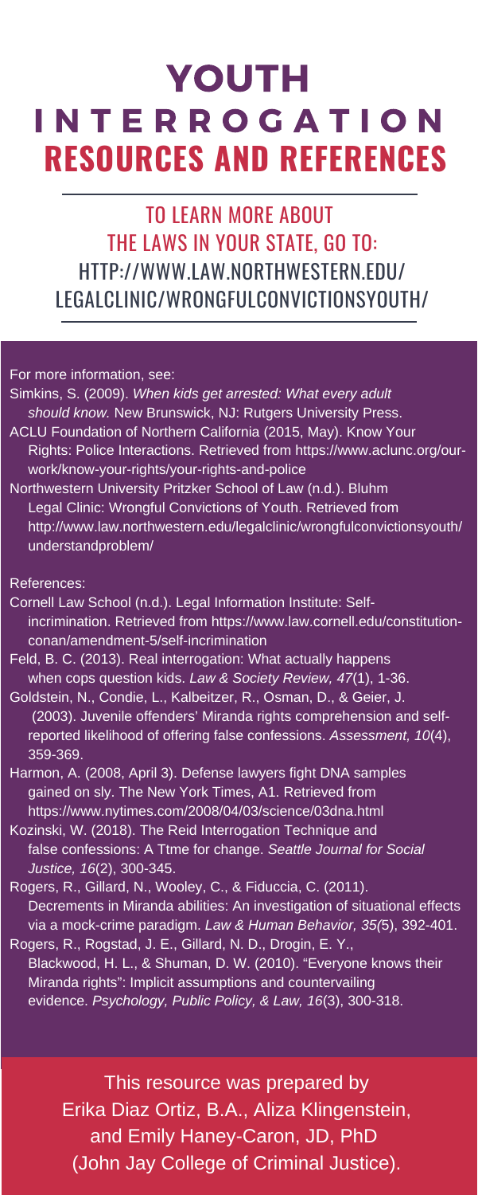# YOUTH INTERROGATION RESOURCES AND REFERENCES

TO LEARN MORE ABOUT THE LAWS IN YOUR STATE, GO TO: HTTP://WWW.LAW.NORTHWESTERN.EDU/LEGALCLINIC/WRONGFULCONVICTIONSYOUTH/

For more information, see:

Simkins, S. (2009). *When kids get arrested: What every adult should know.* New Brunswick, NJ: Rutgers University Press.

ACLU Foundation of Northern California (2015, May). Know Your Rights: Police Interactions. Retrieved from https://www.aclunc.org/our-work/know-your-rights/your-rights-and-police

Northwestern University Pritzker School of Law (n.d.). Bluhm Legal Clinic: Wrongful Convictions of Youth. Retrieved from http://www.law.northwestern.edu/legalclinic/wrongfulconvictionsyouth/understandproblem/

References:

Cornell Law School (n.d.). Legal Information Institute: Self-incrimination. Retrieved from https://www.law.cornell.edu/constitution-conan/amendment-5/self-incrimination

Feld, B. C. (2013). Real interrogation: What actually happens when cops question kids. *Law & Society Review, 47*(1), 1-36.

Goldstein, N., Condie, L., Kalbeitzer, R., Osman, D., & Geier, J. (2003). Juvenile offenders' Miranda rights comprehension and self-reported likelihood of offering false confessions. *Assessment, 10*(4), 359-369.

Harmon, A. (2008, April 3). Defense lawyers fight DNA samples gained on sly. The New York Times, A1. Retrieved from https://www.nytimes.com/2008/04/03/science/03dna.html

Kozinski, W. (2018). The Reid Interrogation Technique and false confessions: A Ttme for change. *Seattle Journal for Social Justice, 16*(2), 300-345.

Rogers, R., Gillard, N., Wooley, C., & Fiduccia, C. (2011). Decrements in Miranda abilities: An investigation of situational effects via a mock-crime paradigm. *Law & Human Behavior, 35*(5), 392-401.

Rogers, R., Rogstad, J. E., Gillard, N. D., Drogin, E. Y., Blackwood, H. L., & Shuman, D. W. (2010). "Everyone knows their Miranda rights": Implicit assumptions and countervailing evidence. *Psychology, Public Policy, & Law, 16*(3), 300-318.

This resource was prepared by Erika Diaz Ortiz, B.A., Aliza Klingenstein, and Emily Haney-Caron, JD, PhD (John Jay College of Criminal Justice).